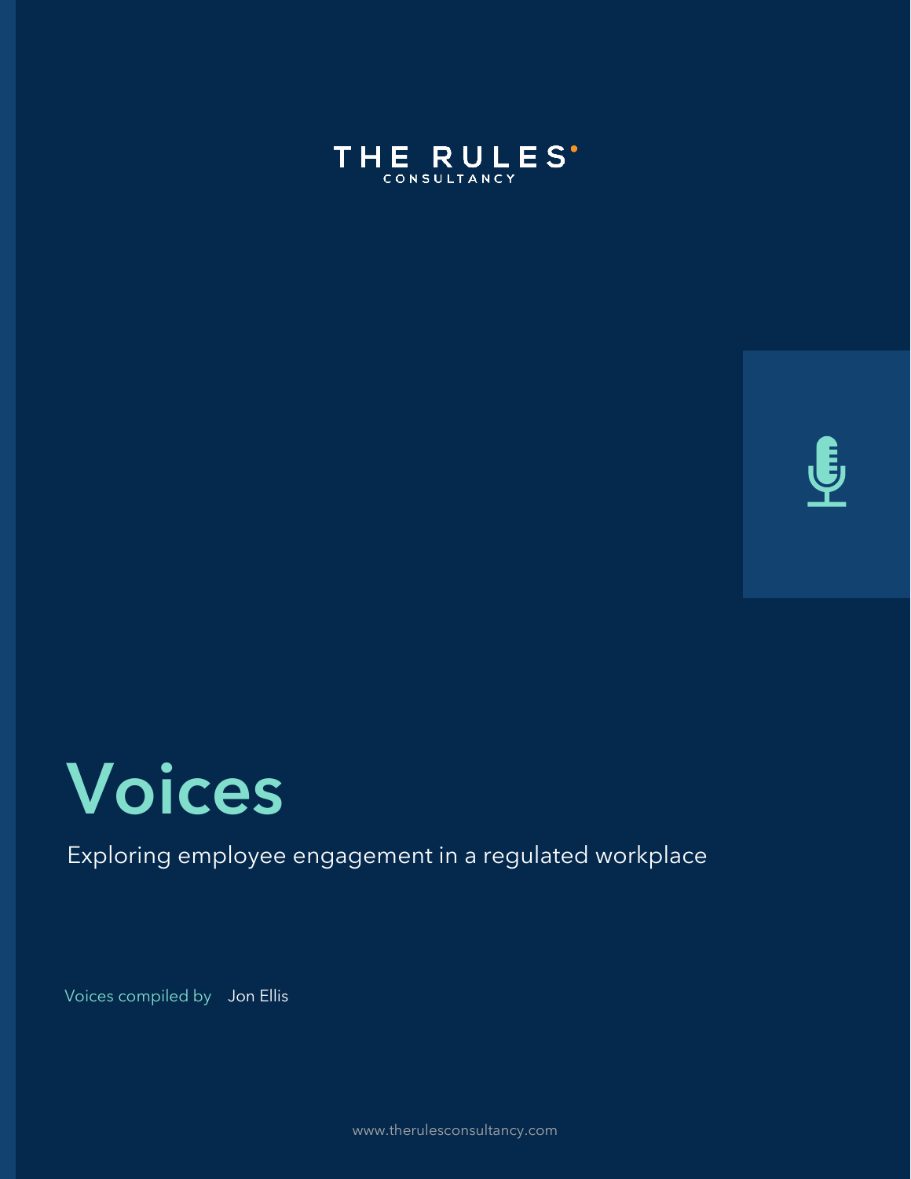THE RULES
CONSULTANCY

# Voices

Exploring employee engagement in a regulated workplace

Voices compiled by Jon Ellis

www.therulesconsultancy.com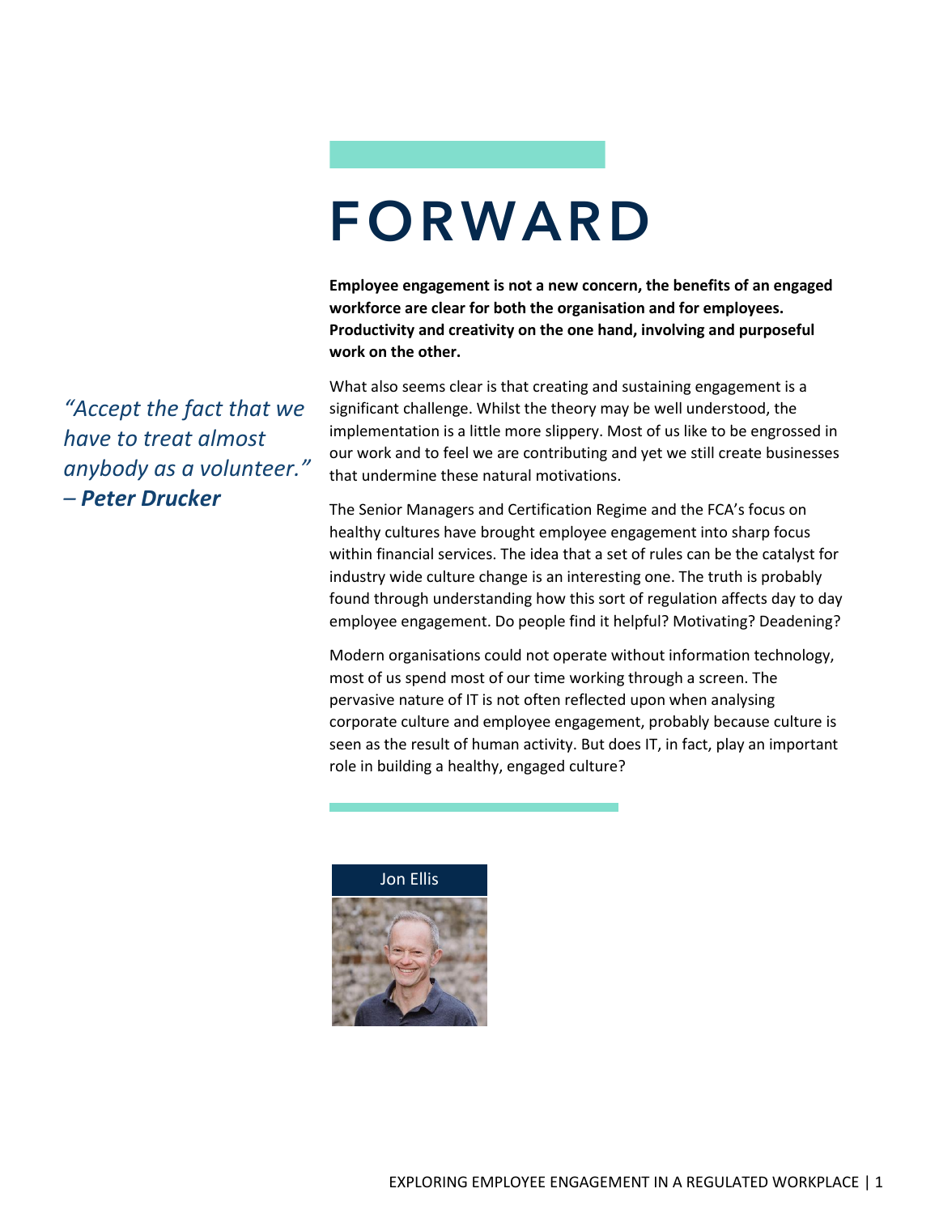# FORWARD

**Employee engagement is not a new concern, the benefits of an engaged workforce are clear for both the organisation and for employees. Productivity and creativity on the one hand, involving and purposeful work on the other.**

*"Accept the fact that we have to treat almost anybody as a volunteer." – **Peter Drucker***

What also seems clear is that creating and sustaining engagement is a significant challenge. Whilst the theory may be well understood, the implementation is a little more slippery. Most of us like to be engrossed in our work and to feel we are contributing and yet we still create businesses that undermine these natural motivations.

The Senior Managers and Certification Regime and the FCA's focus on healthy cultures have brought employee engagement into sharp focus within financial services. The idea that a set of rules can be the catalyst for industry wide culture change is an interesting one. The truth is probably found through understanding how this sort of regulation affects day to day employee engagement. Do people find it helpful? Motivating? Deadening?

Modern organisations could not operate without information technology, most of us spend most of our time working through a screen. The pervasive nature of IT is not often reflected upon when analysing corporate culture and employee engagement, probably because culture is seen as the result of human activity. But does IT, in fact, play an important role in building a healthy, engaged culture?

Jon Ellis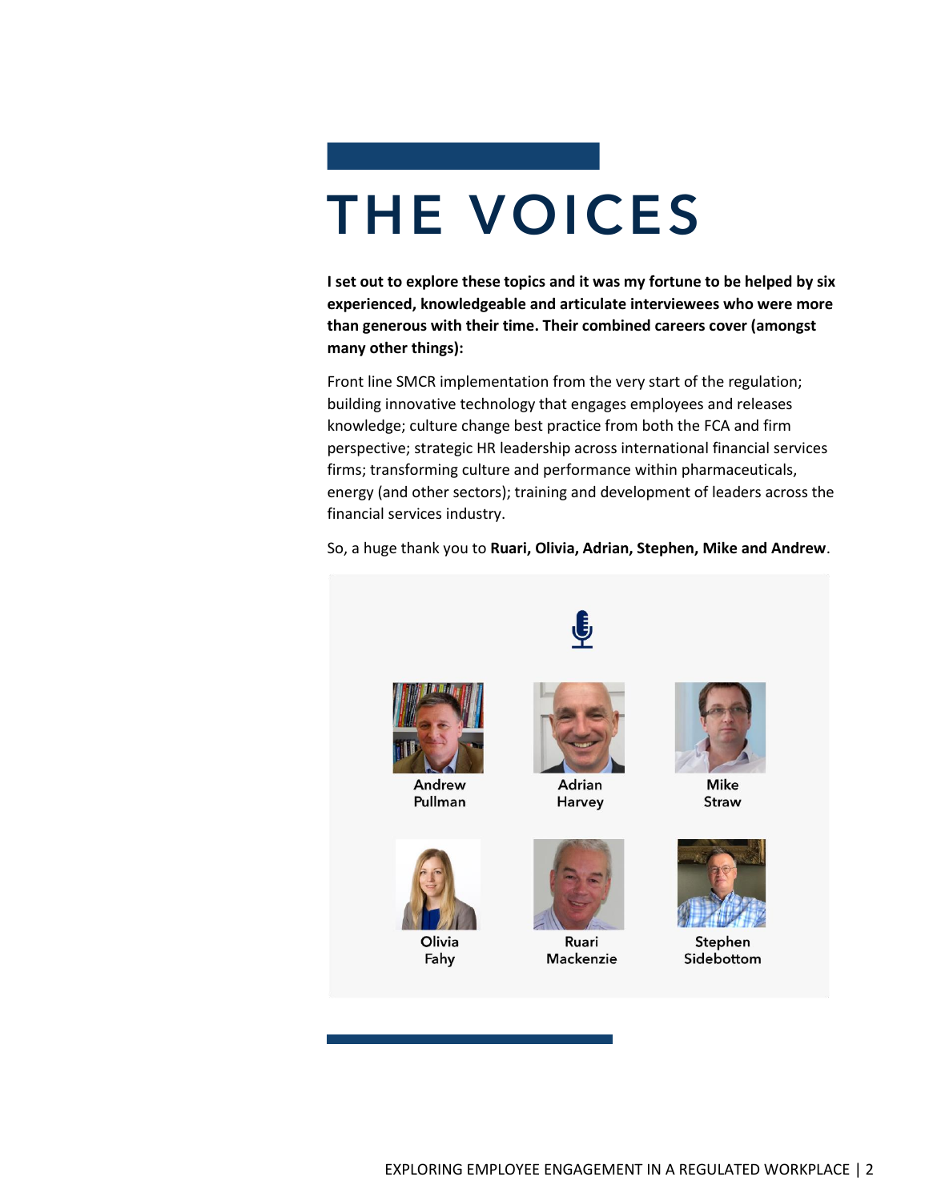# THE VOICES

**I set out to explore these topics and it was my fortune to be helped by six experienced, knowledgeable and articulate interviewees who were more than generous with their time. Their combined careers cover (amongst many other things):**

Front line SMCR implementation from the very start of the regulation; building innovative technology that engages employees and releases knowledge; culture change best practice from both the FCA and firm perspective; strategic HR leadership across international financial services firms; transforming culture and performance within pharmaceuticals, energy (and other sectors); training and development of leaders across the financial services industry.

So, a huge thank you to **Ruari, Olivia, Adrian, Stephen, Mike and Andrew**.

Andrew Pullman

Adrian Harvey

Mike Straw

Olivia Fahy

Ruari Mackenzie

Stephen Sidebottom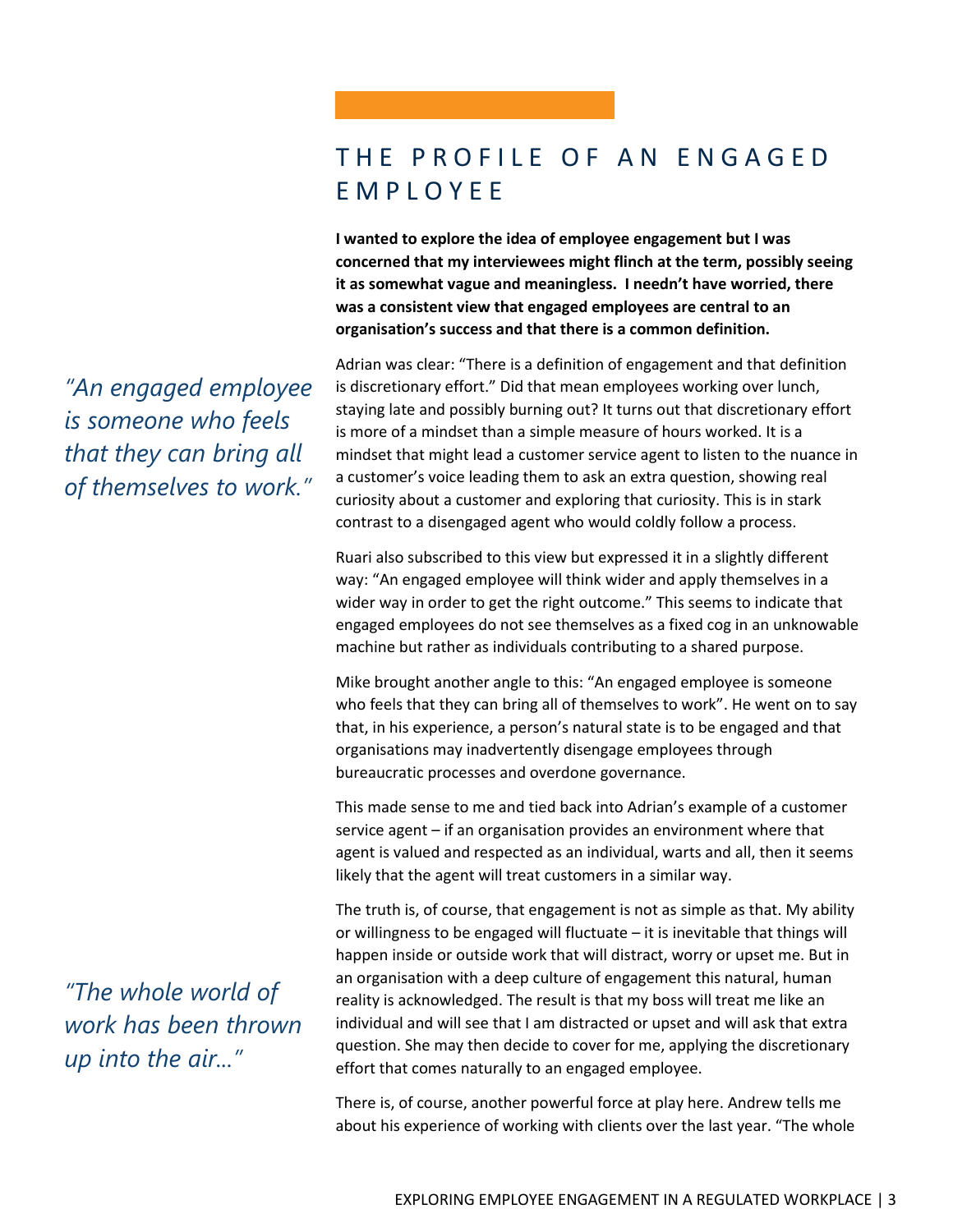# THE PROFILE OF AN ENGAGED EMPLOYEE

**I wanted to explore the idea of employee engagement but I was concerned that my interviewees might flinch at the term, possibly seeing it as somewhat vague and meaningless. I needn't have worried, there was a consistent view that engaged employees are central to an organisation's success and that there is a common definition.**

*"An engaged employee is someone who feels that they can bring all of themselves to work."*

Adrian was clear: "There is a definition of engagement and that definition is discretionary effort." Did that mean employees working over lunch, staying late and possibly burning out? It turns out that discretionary effort is more of a mindset than a simple measure of hours worked. It is a mindset that might lead a customer service agent to listen to the nuance in a customer's voice leading them to ask an extra question, showing real curiosity about a customer and exploring that curiosity. This is in stark contrast to a disengaged agent who would coldly follow a process.

Ruari also subscribed to this view but expressed it in a slightly different way: "An engaged employee will think wider and apply themselves in a wider way in order to get the right outcome." This seems to indicate that engaged employees do not see themselves as a fixed cog in an unknowable machine but rather as individuals contributing to a shared purpose.

Mike brought another angle to this: "An engaged employee is someone who feels that they can bring all of themselves to work". He went on to say that, in his experience, a person's natural state is to be engaged and that organisations may inadvertently disengage employees through bureaucratic processes and overdone governance.

This made sense to me and tied back into Adrian's example of a customer service agent – if an organisation provides an environment where that agent is valued and respected as an individual, warts and all, then it seems likely that the agent will treat customers in a similar way.

*"The whole world of work has been thrown up into the air…"*

The truth is, of course, that engagement is not as simple as that. My ability or willingness to be engaged will fluctuate – it is inevitable that things will happen inside or outside work that will distract, worry or upset me. But in an organisation with a deep culture of engagement this natural, human reality is acknowledged. The result is that my boss will treat me like an individual and will see that I am distracted or upset and will ask that extra question. She may then decide to cover for me, applying the discretionary effort that comes naturally to an engaged employee.

There is, of course, another powerful force at play here. Andrew tells me about his experience of working with clients over the last year. "The whole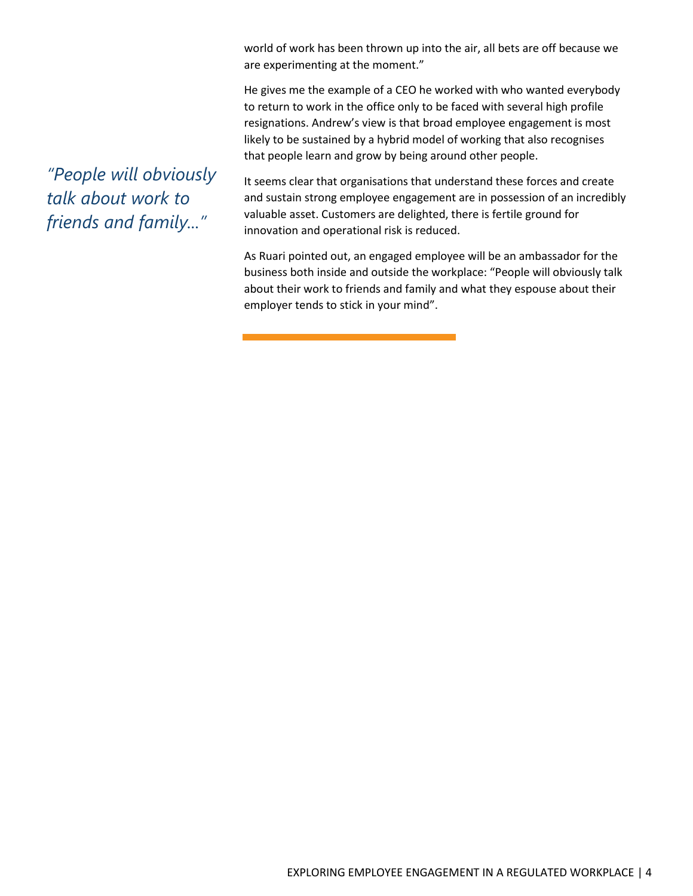world of work has been thrown up into the air, all bets are off because we are experimenting at the moment."

He gives me the example of a CEO he worked with who wanted everybody to return to work in the office only to be faced with several high profile resignations. Andrew's view is that broad employee engagement is most likely to be sustained by a hybrid model of working that also recognises that people learn and grow by being around other people.

*"People will obviously talk about work to friends and family…"*

It seems clear that organisations that understand these forces and create and sustain strong employee engagement are in possession of an incredibly valuable asset. Customers are delighted, there is fertile ground for innovation and operational risk is reduced.

As Ruari pointed out, an engaged employee will be an ambassador for the business both inside and outside the workplace: "People will obviously talk about their work to friends and family and what they espouse about their employer tends to stick in your mind".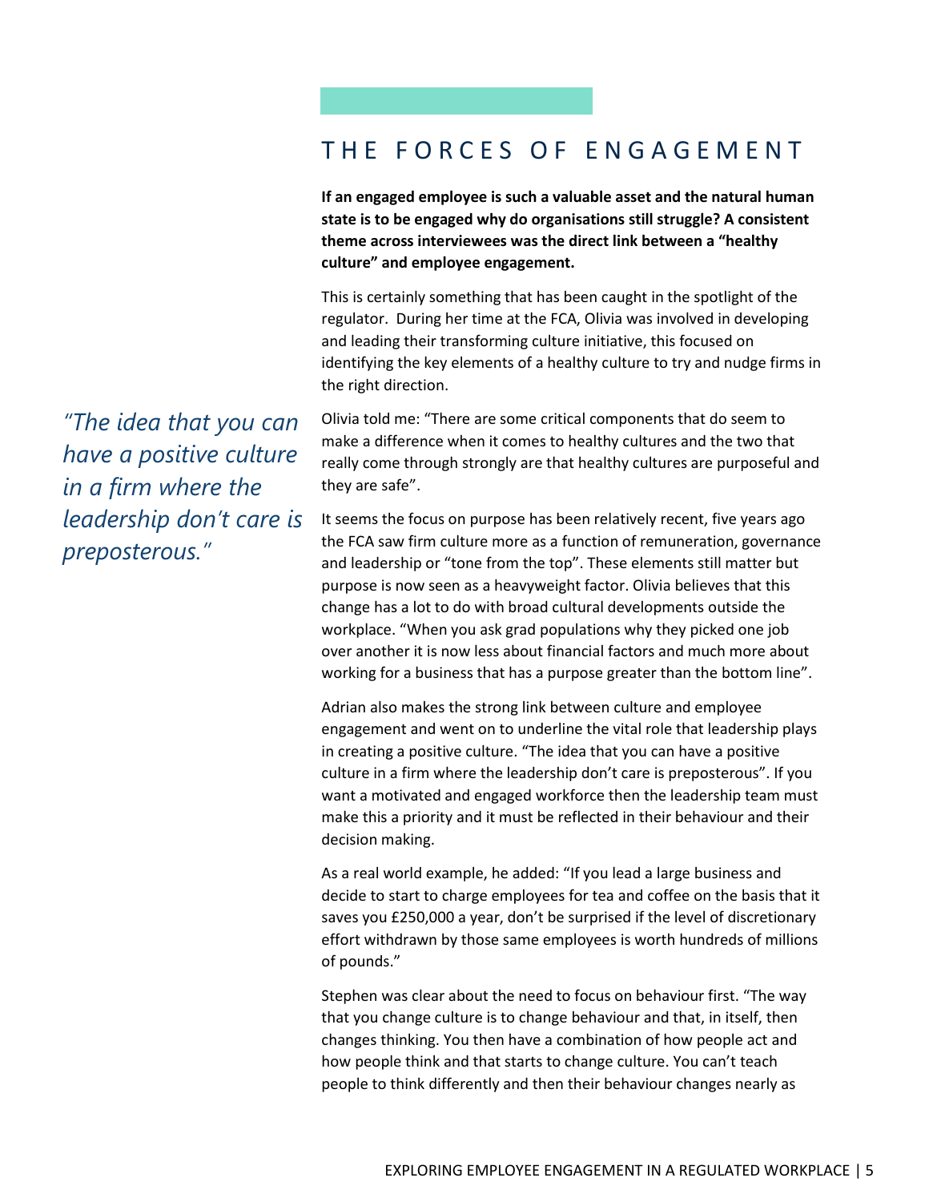## THE FORCES OF ENGAGEMENT

**If an engaged employee is such a valuable asset and the natural human state is to be engaged why do organisations still struggle? A consistent theme across interviewees was the direct link between a "healthy culture" and employee engagement.**

This is certainly something that has been caught in the spotlight of the regulator. During her time at the FCA, Olivia was involved in developing and leading their transforming culture initiative, this focused on identifying the key elements of a healthy culture to try and nudge firms in the right direction.

> *"The idea that you can have a positive culture in a firm where the leadership don't care is preposterous."*

Olivia told me: "There are some critical components that do seem to make a difference when it comes to healthy cultures and the two that really come through strongly are that healthy cultures are purposeful and they are safe".

It seems the focus on purpose has been relatively recent, five years ago the FCA saw firm culture more as a function of remuneration, governance and leadership or "tone from the top". These elements still matter but purpose is now seen as a heavyweight factor. Olivia believes that this change has a lot to do with broad cultural developments outside the workplace. "When you ask grad populations why they picked one job over another it is now less about financial factors and much more about working for a business that has a purpose greater than the bottom line".

Adrian also makes the strong link between culture and employee engagement and went on to underline the vital role that leadership plays in creating a positive culture. "The idea that you can have a positive culture in a firm where the leadership don't care is preposterous". If you want a motivated and engaged workforce then the leadership team must make this a priority and it must be reflected in their behaviour and their decision making.

As a real world example, he added: "If you lead a large business and decide to start to charge employees for tea and coffee on the basis that it saves you £250,000 a year, don't be surprised if the level of discretionary effort withdrawn by those same employees is worth hundreds of millions of pounds."

Stephen was clear about the need to focus on behaviour first. "The way that you change culture is to change behaviour and that, in itself, then changes thinking. You then have a combination of how people act and how people think and that starts to change culture. You can't teach people to think differently and then their behaviour changes nearly as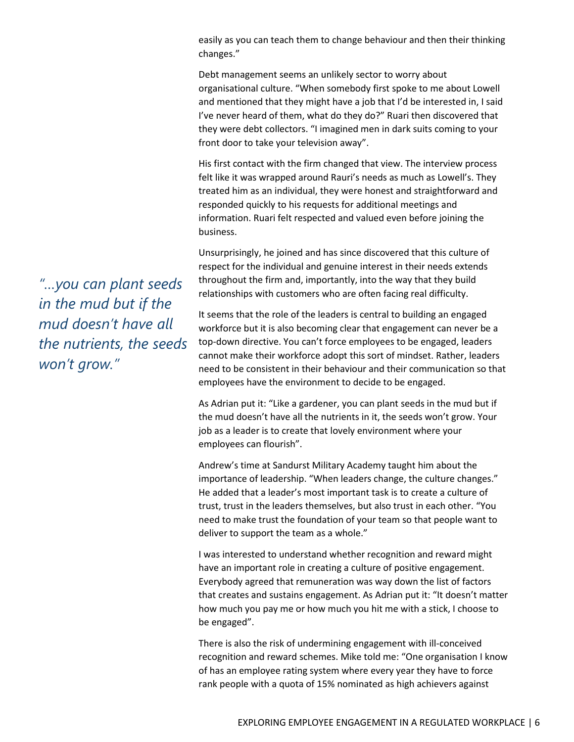easily as you can teach them to change behaviour and then their thinking changes."

Debt management seems an unlikely sector to worry about organisational culture. "When somebody first spoke to me about Lowell and mentioned that they might have a job that I'd be interested in, I said I've never heard of them, what do they do?" Ruari then discovered that they were debt collectors. "I imagined men in dark suits coming to your front door to take your television away".

His first contact with the firm changed that view. The interview process felt like it was wrapped around Rauri's needs as much as Lowell's. They treated him as an individual, they were honest and straightforward and responded quickly to his requests for additional meetings and information. Ruari felt respected and valued even before joining the business.

Unsurprisingly, he joined and has since discovered that this culture of respect for the individual and genuine interest in their needs extends throughout the firm and, importantly, into the way that they build relationships with customers who are often facing real difficulty.

*"...you can plant seeds in the mud but if the mud doesn't have all the nutrients, the seeds won't grow."*

It seems that the role of the leaders is central to building an engaged workforce but it is also becoming clear that engagement can never be a top-down directive. You can't force employees to be engaged, leaders cannot make their workforce adopt this sort of mindset. Rather, leaders need to be consistent in their behaviour and their communication so that employees have the environment to decide to be engaged.

As Adrian put it: "Like a gardener, you can plant seeds in the mud but if the mud doesn't have all the nutrients in it, the seeds won't grow. Your job as a leader is to create that lovely environment where your employees can flourish".

Andrew's time at Sandurst Military Academy taught him about the importance of leadership. "When leaders change, the culture changes." He added that a leader's most important task is to create a culture of trust, trust in the leaders themselves, but also trust in each other. "You need to make trust the foundation of your team so that people want to deliver to support the team as a whole."

I was interested to understand whether recognition and reward might have an important role in creating a culture of positive engagement. Everybody agreed that remuneration was way down the list of factors that creates and sustains engagement. As Adrian put it: "It doesn't matter how much you pay me or how much you hit me with a stick, I choose to be engaged".

There is also the risk of undermining engagement with ill-conceived recognition and reward schemes. Mike told me: "One organisation I know of has an employee rating system where every year they have to force rank people with a quota of 15% nominated as high achievers against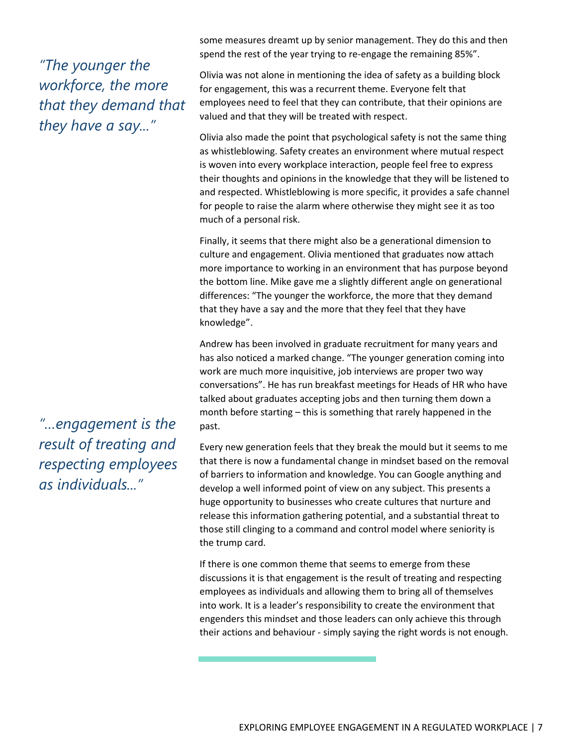*"The younger the workforce, the more that they demand that they have a say..."*

some measures dreamt up by senior management. They do this and then spend the rest of the year trying to re-engage the remaining 85%".

Olivia was not alone in mentioning the idea of safety as a building block for engagement, this was a recurrent theme. Everyone felt that employees need to feel that they can contribute, that their opinions are valued and that they will be treated with respect.

Olivia also made the point that psychological safety is not the same thing as whistleblowing. Safety creates an environment where mutual respect is woven into every workplace interaction, people feel free to express their thoughts and opinions in the knowledge that they will be listened to and respected. Whistleblowing is more specific, it provides a safe channel for people to raise the alarm where otherwise they might see it as too much of a personal risk.

Finally, it seems that there might also be a generational dimension to culture and engagement. Olivia mentioned that graduates now attach more importance to working in an environment that has purpose beyond the bottom line. Mike gave me a slightly different angle on generational differences: "The younger the workforce, the more that they demand that they have a say and the more that they feel that they have knowledge".

Andrew has been involved in graduate recruitment for many years and has also noticed a marked change. "The younger generation coming into work are much more inquisitive, job interviews are proper two way conversations". He has run breakfast meetings for Heads of HR who have talked about graduates accepting jobs and then turning them down a month before starting – this is something that rarely happened in the past.

*"...engagement is the result of treating and respecting employees as individuals..."*

Every new generation feels that they break the mould but it seems to me that there is now a fundamental change in mindset based on the removal of barriers to information and knowledge. You can Google anything and develop a well informed point of view on any subject. This presents a huge opportunity to businesses who create cultures that nurture and release this information gathering potential, and a substantial threat to those still clinging to a command and control model where seniority is the trump card.

If there is one common theme that seems to emerge from these discussions it is that engagement is the result of treating and respecting employees as individuals and allowing them to bring all of themselves into work. It is a leader's responsibility to create the environment that engenders this mindset and those leaders can only achieve this through their actions and behaviour - simply saying the right words is not enough.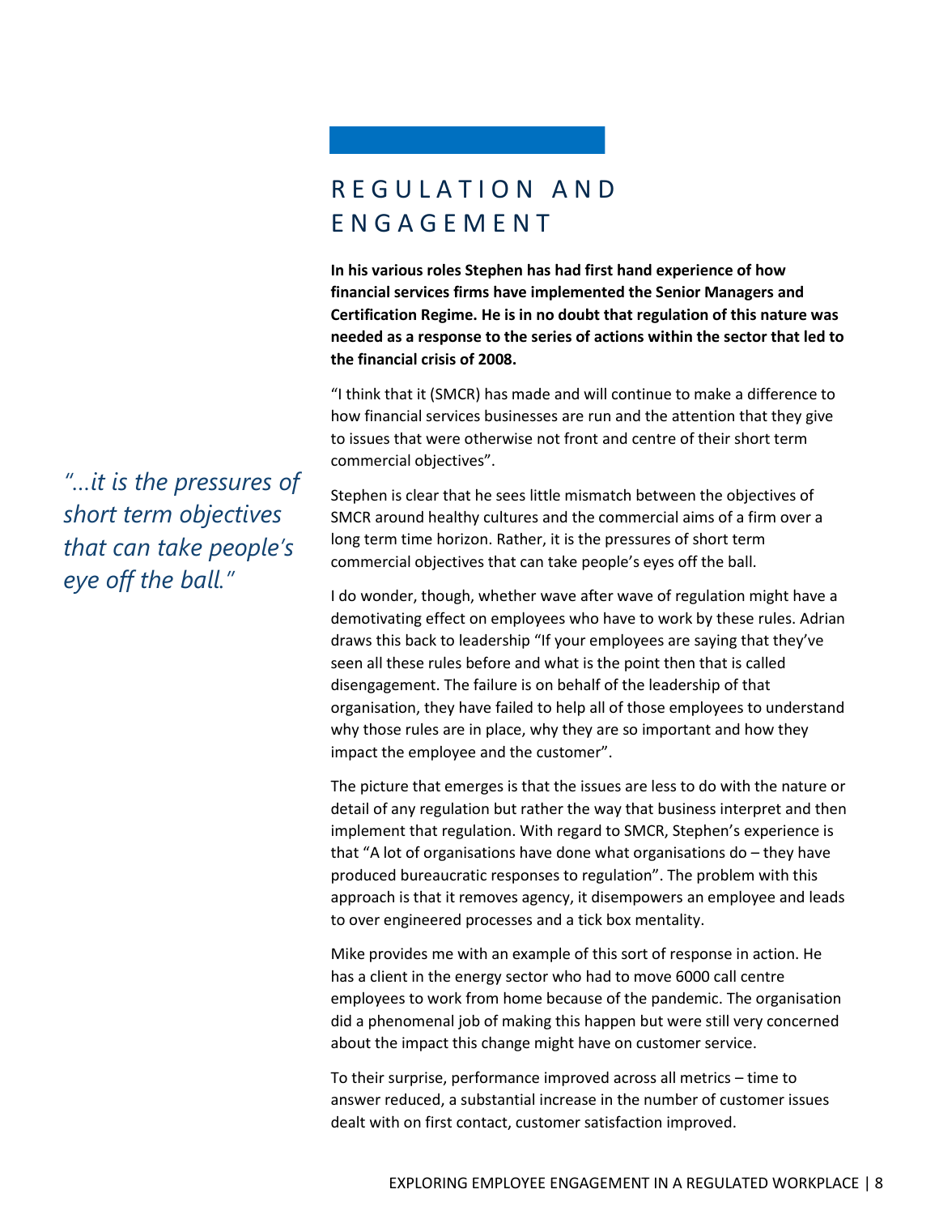## REGULATION AND ENGAGEMENT

**In his various roles Stephen has had first hand experience of how financial services firms have implemented the Senior Managers and Certification Regime. He is in no doubt that regulation of this nature was needed as a response to the series of actions within the sector that led to the financial crisis of 2008.**

"I think that it (SMCR) has made and will continue to make a difference to how financial services businesses are run and the attention that they give to issues that were otherwise not front and centre of their short term commercial objectives".

*"...it is the pressures of short term objectives that can take people's eye off the ball."*

Stephen is clear that he sees little mismatch between the objectives of SMCR around healthy cultures and the commercial aims of a firm over a long term time horizon. Rather, it is the pressures of short term commercial objectives that can take people's eyes off the ball.

I do wonder, though, whether wave after wave of regulation might have a demotivating effect on employees who have to work by these rules. Adrian draws this back to leadership "If your employees are saying that they've seen all these rules before and what is the point then that is called disengagement. The failure is on behalf of the leadership of that organisation, they have failed to help all of those employees to understand why those rules are in place, why they are so important and how they impact the employee and the customer".

The picture that emerges is that the issues are less to do with the nature or detail of any regulation but rather the way that business interpret and then implement that regulation. With regard to SMCR, Stephen's experience is that "A lot of organisations have done what organisations do – they have produced bureaucratic responses to regulation". The problem with this approach is that it removes agency, it disempowers an employee and leads to over engineered processes and a tick box mentality.

Mike provides me with an example of this sort of response in action. He has a client in the energy sector who had to move 6000 call centre employees to work from home because of the pandemic. The organisation did a phenomenal job of making this happen but were still very concerned about the impact this change might have on customer service.

To their surprise, performance improved across all metrics – time to answer reduced, a substantial increase in the number of customer issues dealt with on first contact, customer satisfaction improved.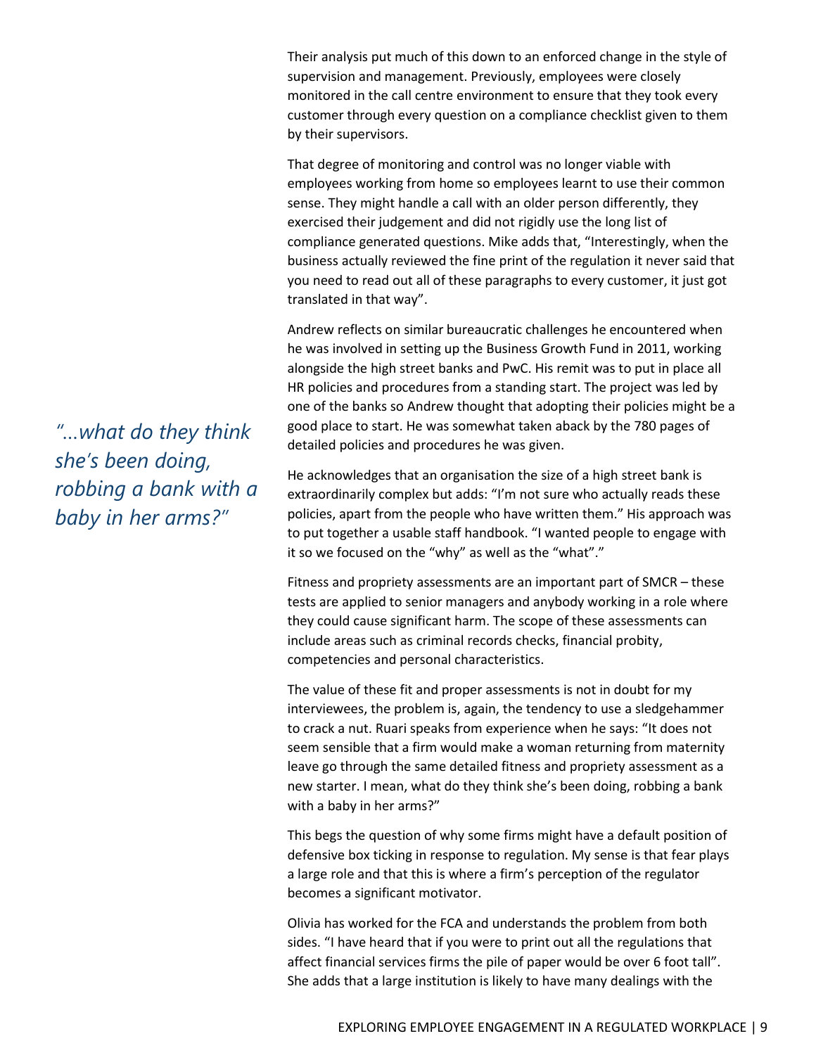Their analysis put much of this down to an enforced change in the style of supervision and management. Previously, employees were closely monitored in the call centre environment to ensure that they took every customer through every question on a compliance checklist given to them by their supervisors.

That degree of monitoring and control was no longer viable with employees working from home so employees learnt to use their common sense. They might handle a call with an older person differently, they exercised their judgement and did not rigidly use the long list of compliance generated questions. Mike adds that, "Interestingly, when the business actually reviewed the fine print of the regulation it never said that you need to read out all of these paragraphs to every customer, it just got translated in that way".

Andrew reflects on similar bureaucratic challenges he encountered when he was involved in setting up the Business Growth Fund in 2011, working alongside the high street banks and PwC. His remit was to put in place all HR policies and procedures from a standing start. The project was led by one of the banks so Andrew thought that adopting their policies might be a good place to start. He was somewhat taken aback by the 780 pages of detailed policies and procedures he was given.

*"...what do they think she's been doing, robbing a bank with a baby in her arms?"*

He acknowledges that an organisation the size of a high street bank is extraordinarily complex but adds: "I'm not sure who actually reads these policies, apart from the people who have written them." His approach was to put together a usable staff handbook. "I wanted people to engage with it so we focused on the "why" as well as the "what"."

Fitness and propriety assessments are an important part of SMCR – these tests are applied to senior managers and anybody working in a role where they could cause significant harm. The scope of these assessments can include areas such as criminal records checks, financial probity, competencies and personal characteristics.

The value of these fit and proper assessments is not in doubt for my interviewees, the problem is, again, the tendency to use a sledgehammer to crack a nut. Ruari speaks from experience when he says: "It does not seem sensible that a firm would make a woman returning from maternity leave go through the same detailed fitness and propriety assessment as a new starter. I mean, what do they think she's been doing, robbing a bank with a baby in her arms?"

This begs the question of why some firms might have a default position of defensive box ticking in response to regulation. My sense is that fear plays a large role and that this is where a firm's perception of the regulator becomes a significant motivator.

Olivia has worked for the FCA and understands the problem from both sides. "I have heard that if you were to print out all the regulations that affect financial services firms the pile of paper would be over 6 foot tall". She adds that a large institution is likely to have many dealings with the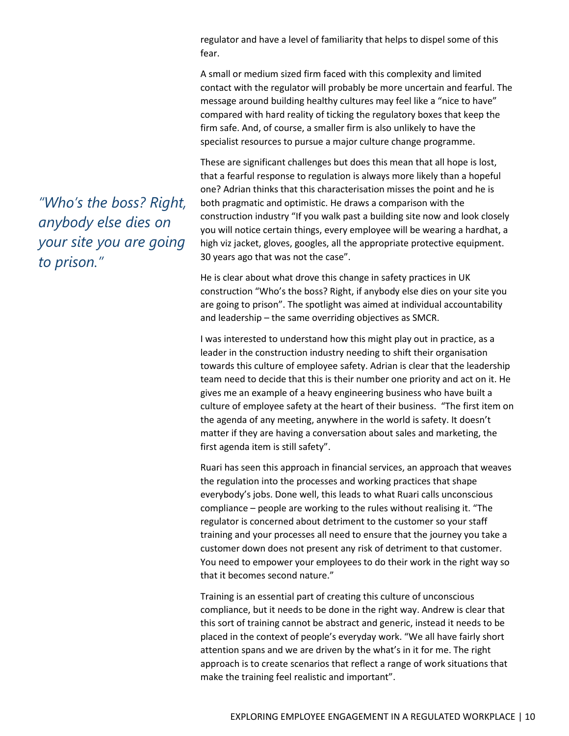regulator and have a level of familiarity that helps to dispel some of this fear.

A small or medium sized firm faced with this complexity and limited contact with the regulator will probably be more uncertain and fearful. The message around building healthy cultures may feel like a "nice to have" compared with hard reality of ticking the regulatory boxes that keep the firm safe. And, of course, a smaller firm is also unlikely to have the specialist resources to pursue a major culture change programme.

These are significant challenges but does this mean that all hope is lost, that a fearful response to regulation is always more likely than a hopeful one? Adrian thinks that this characterisation misses the point and he is both pragmatic and optimistic. He draws a comparison with the construction industry "If you walk past a building site now and look closely you will notice certain things, every employee will be wearing a hardhat, a high viz jacket, gloves, googles, all the appropriate protective equipment. 30 years ago that was not the case".

*"Who's the boss? Right, anybody else dies on your site you are going to prison."*

He is clear about what drove this change in safety practices in UK construction "Who's the boss? Right, if anybody else dies on your site you are going to prison". The spotlight was aimed at individual accountability and leadership – the same overriding objectives as SMCR.

I was interested to understand how this might play out in practice, as a leader in the construction industry needing to shift their organisation towards this culture of employee safety. Adrian is clear that the leadership team need to decide that this is their number one priority and act on it. He gives me an example of a heavy engineering business who have built a culture of employee safety at the heart of their business. "The first item on the agenda of any meeting, anywhere in the world is safety. It doesn't matter if they are having a conversation about sales and marketing, the first agenda item is still safety".

Ruari has seen this approach in financial services, an approach that weaves the regulation into the processes and working practices that shape everybody's jobs. Done well, this leads to what Ruari calls unconscious compliance – people are working to the rules without realising it. "The regulator is concerned about detriment to the customer so your staff training and your processes all need to ensure that the journey you take a customer down does not present any risk of detriment to that customer. You need to empower your employees to do their work in the right way so that it becomes second nature."

Training is an essential part of creating this culture of unconscious compliance, but it needs to be done in the right way. Andrew is clear that this sort of training cannot be abstract and generic, instead it needs to be placed in the context of people's everyday work. "We all have fairly short attention spans and we are driven by the what's in it for me. The right approach is to create scenarios that reflect a range of work situations that make the training feel realistic and important".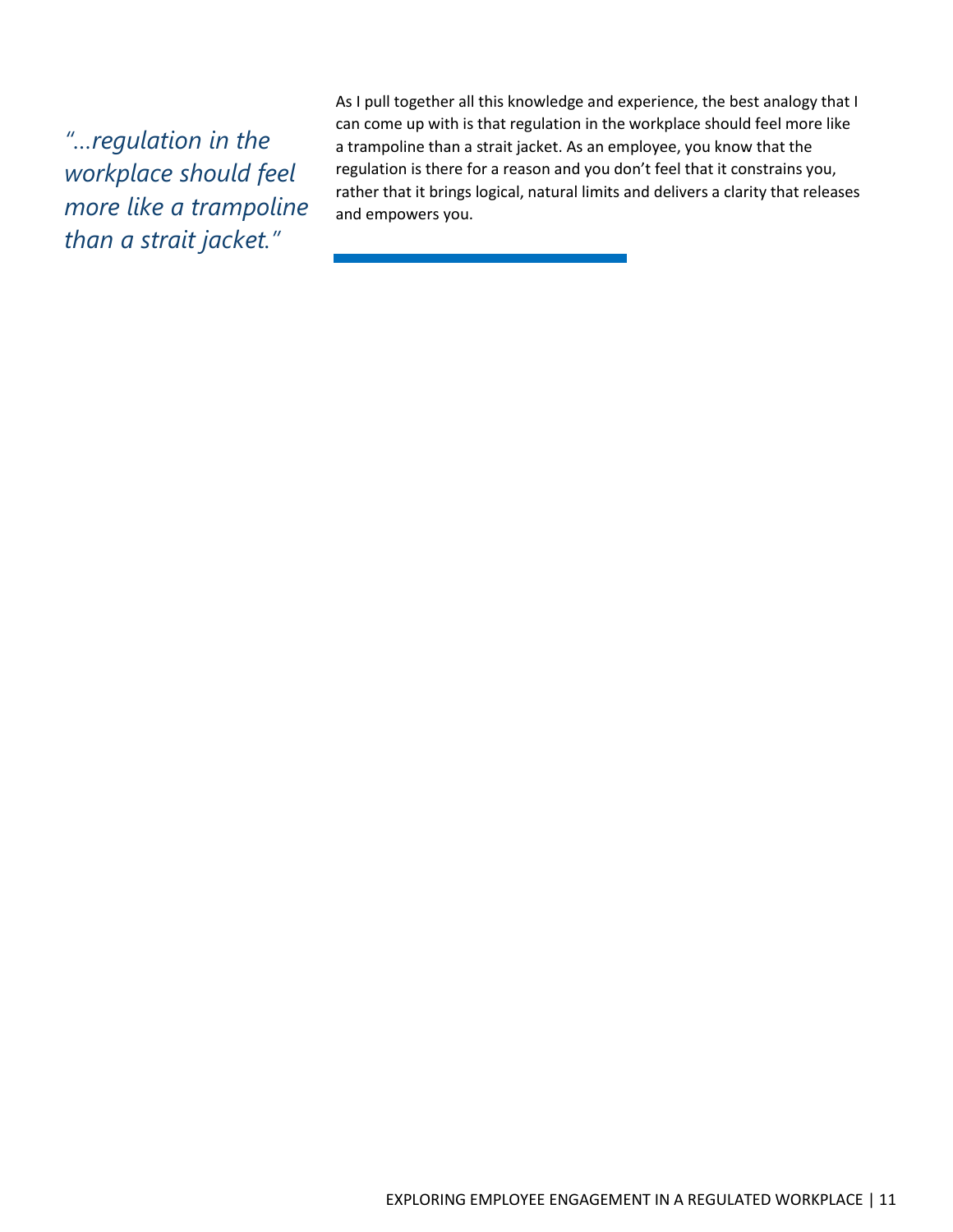*"...regulation in the workplace should feel more like a trampoline than a strait jacket."*

As I pull together all this knowledge and experience, the best analogy that I can come up with is that regulation in the workplace should feel more like a trampoline than a strait jacket. As an employee, you know that the regulation is there for a reason and you don't feel that it constrains you, rather that it brings logical, natural limits and delivers a clarity that releases and empowers you.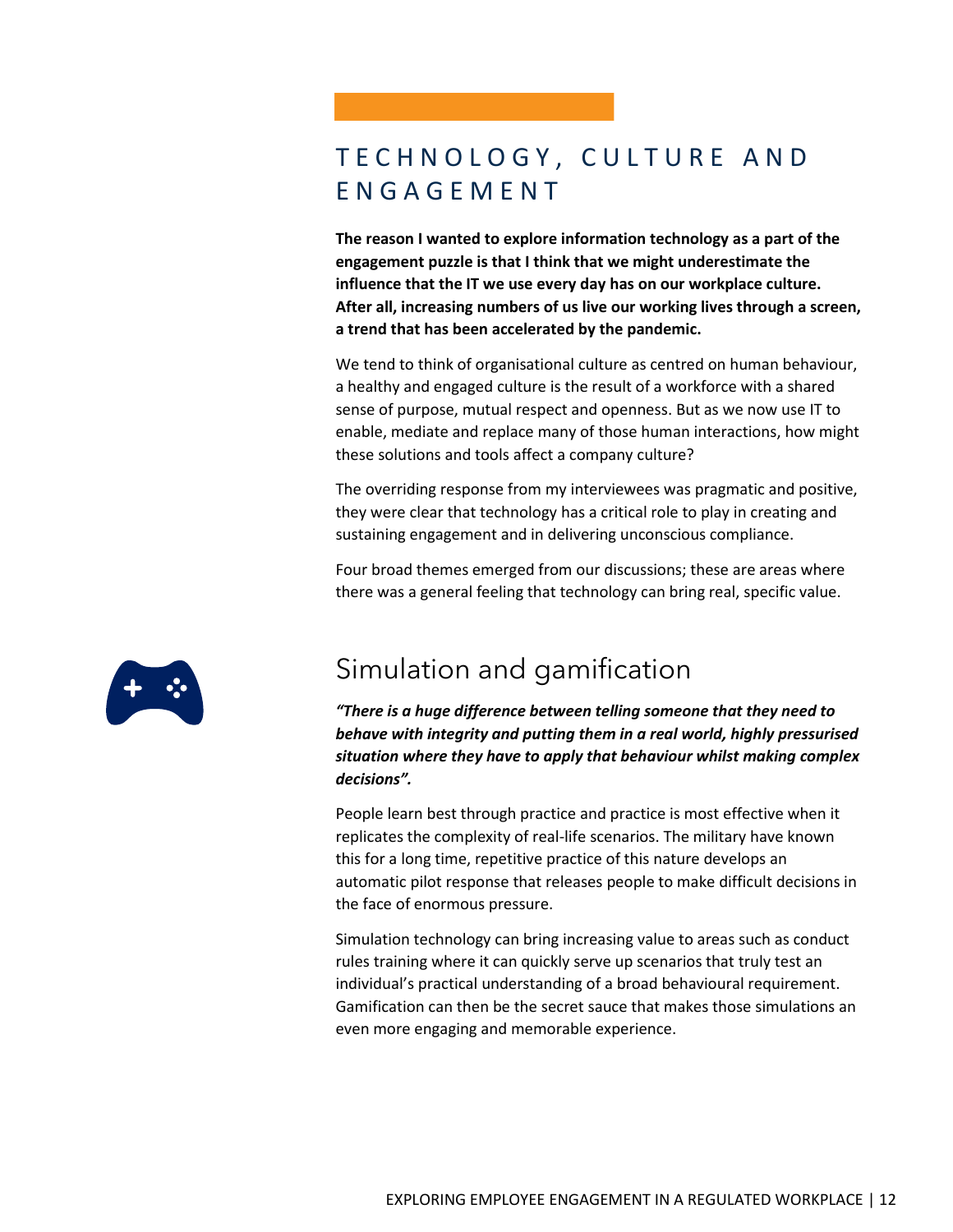# TECHNOLOGY, CULTURE AND ENGAGEMENT

**The reason I wanted to explore information technology as a part of the engagement puzzle is that I think that we might underestimate the influence that the IT we use every day has on our workplace culture. After all, increasing numbers of us live our working lives through a screen, a trend that has been accelerated by the pandemic.**

We tend to think of organisational culture as centred on human behaviour, a healthy and engaged culture is the result of a workforce with a shared sense of purpose, mutual respect and openness. But as we now use IT to enable, mediate and replace many of those human interactions, how might these solutions and tools affect a company culture?

The overriding response from my interviewees was pragmatic and positive, they were clear that technology has a critical role to play in creating and sustaining engagement and in delivering unconscious compliance.

Four broad themes emerged from our discussions; these are areas where there was a general feeling that technology can bring real, specific value.

## Simulation and gamification

***"There is a huge difference between telling someone that they need to behave with integrity and putting them in a real world, highly pressurised situation where they have to apply that behaviour whilst making complex decisions".***

People learn best through practice and practice is most effective when it replicates the complexity of real-life scenarios. The military have known this for a long time, repetitive practice of this nature develops an automatic pilot response that releases people to make difficult decisions in the face of enormous pressure.

Simulation technology can bring increasing value to areas such as conduct rules training where it can quickly serve up scenarios that truly test an individual's practical understanding of a broad behavioural requirement. Gamification can then be the secret sauce that makes those simulations an even more engaging and memorable experience.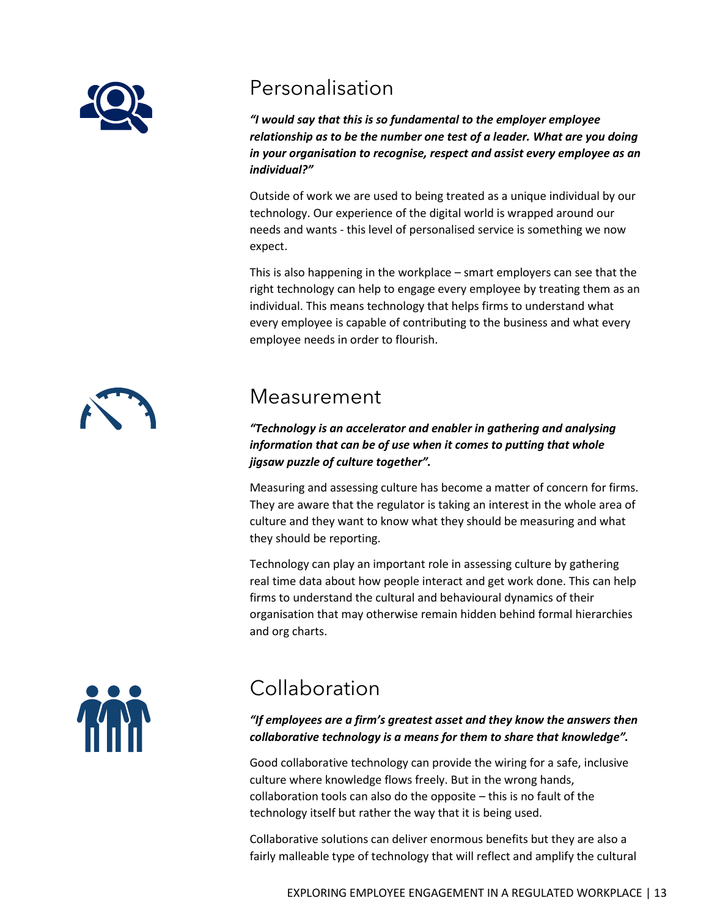## Personalisation

***"I would say that this is so fundamental to the employer employee relationship as to be the number one test of a leader. What are you doing in your organisation to recognise, respect and assist every employee as an individual?"***

Outside of work we are used to being treated as a unique individual by our technology. Our experience of the digital world is wrapped around our needs and wants - this level of personalised service is something we now expect.

This is also happening in the workplace – smart employers can see that the right technology can help to engage every employee by treating them as an individual. This means technology that helps firms to understand what every employee is capable of contributing to the business and what every employee needs in order to flourish.

## Measurement

***"Technology is an accelerator and enabler in gathering and analysing information that can be of use when it comes to putting that whole jigsaw puzzle of culture together".***

Measuring and assessing culture has become a matter of concern for firms. They are aware that the regulator is taking an interest in the whole area of culture and they want to know what they should be measuring and what they should be reporting.

Technology can play an important role in assessing culture by gathering real time data about how people interact and get work done. This can help firms to understand the cultural and behavioural dynamics of their organisation that may otherwise remain hidden behind formal hierarchies and org charts.

## Collaboration

***"If employees are a firm's greatest asset and they know the answers then collaborative technology is a means for them to share that knowledge".***

Good collaborative technology can provide the wiring for a safe, inclusive culture where knowledge flows freely. But in the wrong hands, collaboration tools can also do the opposite – this is no fault of the technology itself but rather the way that it is being used.

Collaborative solutions can deliver enormous benefits but they are also a fairly malleable type of technology that will reflect and amplify the cultural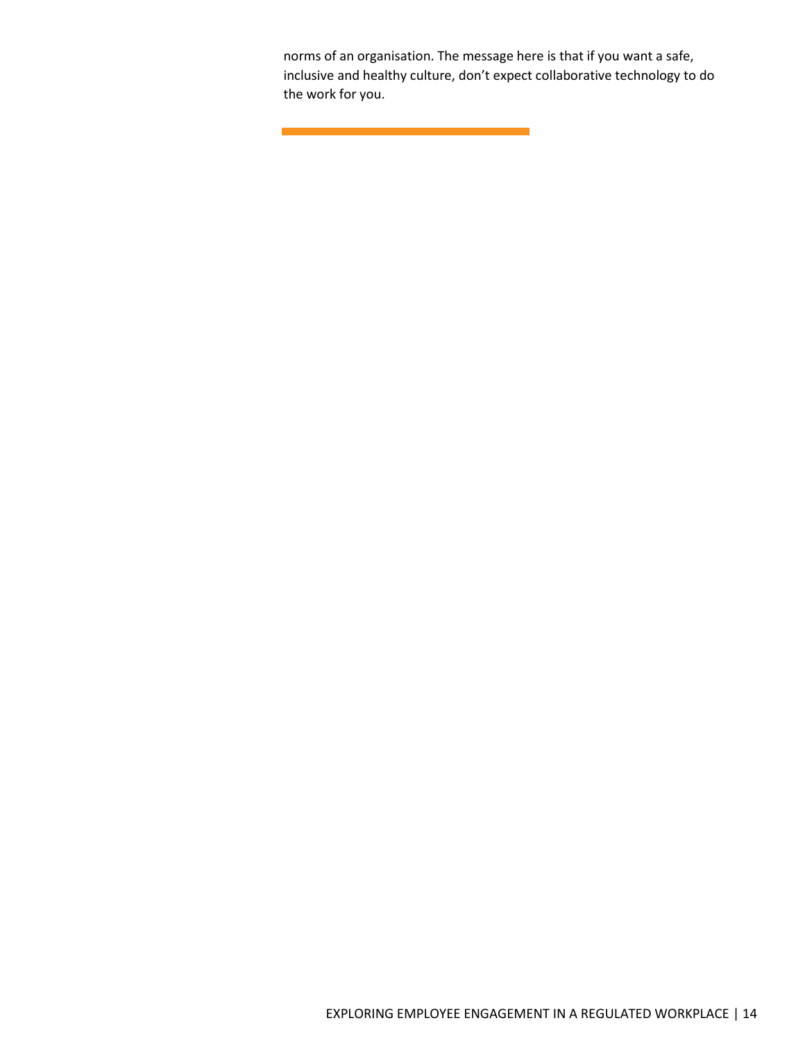norms of an organisation. The message here is that if you want a safe, inclusive and healthy culture, don't expect collaborative technology to do the work for you.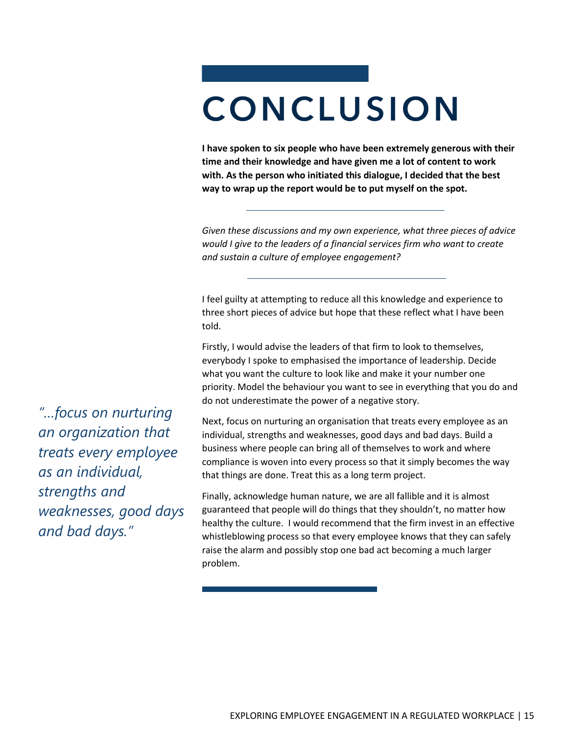# CONCLUSION

**I have spoken to six people who have been extremely generous with their time and their knowledge and have given me a lot of content to work with. As the person who initiated this dialogue, I decided that the best way to wrap up the report would be to put myself on the spot.**

---

*Given these discussions and my own experience, what three pieces of advice would I give to the leaders of a financial services firm who want to create and sustain a culture of employee engagement?*

---

I feel guilty at attempting to reduce all this knowledge and experience to three short pieces of advice but hope that these reflect what I have been told.

Firstly, I would advise the leaders of that firm to look to themselves, everybody I spoke to emphasised the importance of leadership. Decide what you want the culture to look like and make it your number one priority. Model the behaviour you want to see in everything that you do and do not underestimate the power of a negative story.

> *"…focus on nurturing an organization that treats every employee as an individual, strengths and weaknesses, good days and bad days."*

Next, focus on nurturing an organisation that treats every employee as an individual, strengths and weaknesses, good days and bad days. Build a business where people can bring all of themselves to work and where compliance is woven into every process so that it simply becomes the way that things are done. Treat this as a long term project.

Finally, acknowledge human nature, we are all fallible and it is almost guaranteed that people will do things that they shouldn't, no matter how healthy the culture. I would recommend that the firm invest in an effective whistleblowing process so that every employee knows that they can safely raise the alarm and possibly stop one bad act becoming a much larger problem.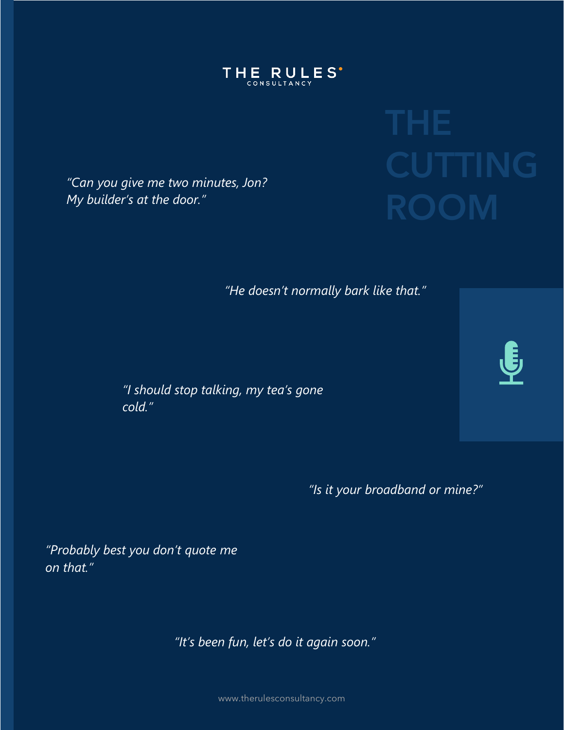THE RULES CONSULTANCY

# THE CUTTING ROOM

*"Can you give me two minutes, Jon? My builder's at the door."*

*"He doesn't normally bark like that."*

*"I should stop talking, my tea's gone cold."*

*"Is it your broadband or mine?"*

*"Probably best you don't quote me on that."*

*"It's been fun, let's do it again soon."*

www.therulesconsultancy.com